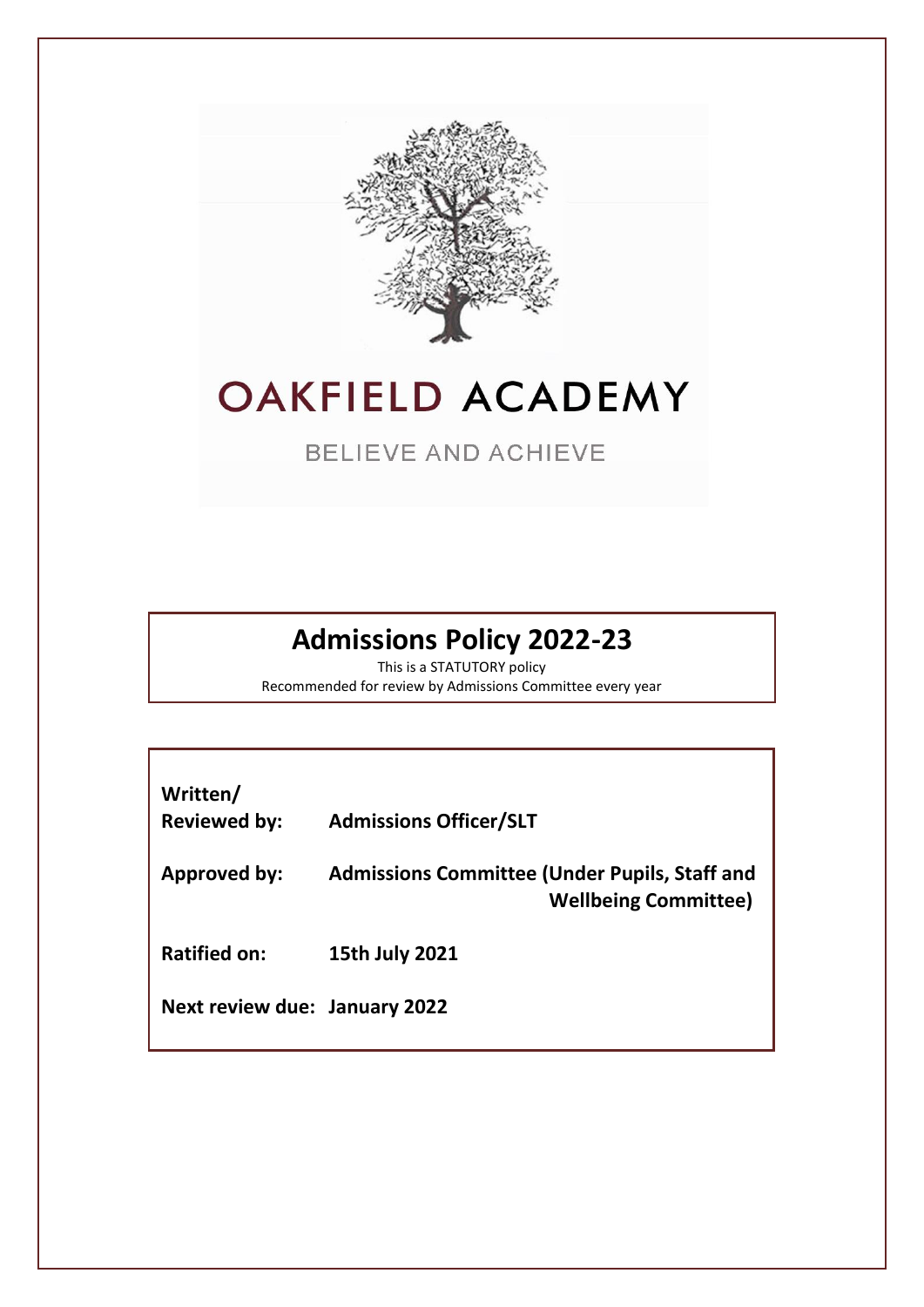# OAKFIELD ACADEMY

BELIEVE AND ACHIEVE

## Admissions Policy 2022-23

This is a STATUTORY policy

Recommended for review by Admissions Committee every year

| | |
|---|---|
| **Written/ Reviewed by:** | **Admissions Officer/SLT** |
| **Approved by:** | **Admissions Committee (Under Pupils, Staff and Wellbeing Committee)** |
| **Ratified on:** | **15th July 2021** |
| **Next review due:** | **January 2022** |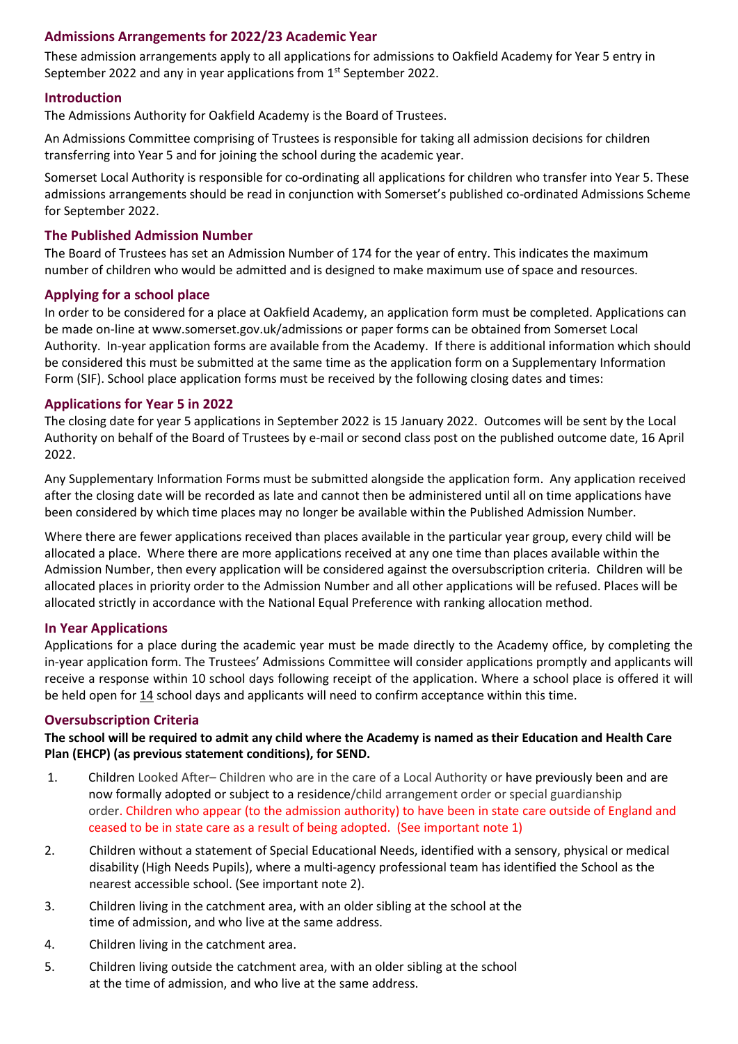## Admissions Arrangements for 2022/23 Academic Year

These admission arrangements apply to all applications for admissions to Oakfield Academy for Year 5 entry in September 2022 and any in year applications from 1st September 2022.

### Introduction

The Admissions Authority for Oakfield Academy is the Board of Trustees.

An Admissions Committee comprising of Trustees is responsible for taking all admission decisions for children transferring into Year 5 and for joining the school during the academic year.

Somerset Local Authority is responsible for co-ordinating all applications for children who transfer into Year 5. These admissions arrangements should be read in conjunction with Somerset's published co-ordinated Admissions Scheme for September 2022.

### The Published Admission Number

The Board of Trustees has set an Admission Number of 174 for the year of entry. This indicates the maximum number of children who would be admitted and is designed to make maximum use of space and resources.

### Applying for a school place

In order to be considered for a place at Oakfield Academy, an application form must be completed. Applications can be made on-line at www.somerset.gov.uk/admissions or paper forms can be obtained from Somerset Local Authority. In-year application forms are available from the Academy. If there is additional information which should be considered this must be submitted at the same time as the application form on a Supplementary Information Form (SIF). School place application forms must be received by the following closing dates and times:

### Applications for Year 5 in 2022

The closing date for year 5 applications in September 2022 is 15 January 2022. Outcomes will be sent by the Local Authority on behalf of the Board of Trustees by e-mail or second class post on the published outcome date, 16 April 2022.

Any Supplementary Information Forms must be submitted alongside the application form. Any application received after the closing date will be recorded as late and cannot then be administered until all on time applications have been considered by which time places may no longer be available within the Published Admission Number.

Where there are fewer applications received than places available in the particular year group, every child will be allocated a place. Where there are more applications received at any one time than places available within the Admission Number, then every application will be considered against the oversubscription criteria. Children will be allocated places in priority order to the Admission Number and all other applications will be refused. Places will be allocated strictly in accordance with the National Equal Preference with ranking allocation method.

### In Year Applications

Applications for a place during the academic year must be made directly to the Academy office, by completing the in-year application form. The Trustees' Admissions Committee will consider applications promptly and applicants will receive a response within 10 school days following receipt of the application. Where a school place is offered it will be held open for 14 school days and applicants will need to confirm acceptance within this time.

### Oversubscription Criteria

**The school will be required to admit any child where the Academy is named as their Education and Health Care Plan (EHCP) (as previous statement conditions), for SEND.**

1. Children Looked After– Children who are in the care of a Local Authority or have previously been and are now formally adopted or subject to a residence/child arrangement order or special guardianship order. Children who appear (to the admission authority) to have been in state care outside of England and ceased to be in state care as a result of being adopted. (See important note 1)
2. Children without a statement of Special Educational Needs, identified with a sensory, physical or medical disability (High Needs Pupils), where a multi-agency professional team has identified the School as the nearest accessible school. (See important note 2).
3. Children living in the catchment area, with an older sibling at the school at the time of admission, and who live at the same address.
4. Children living in the catchment area.
5. Children living outside the catchment area, with an older sibling at the school at the time of admission, and who live at the same address.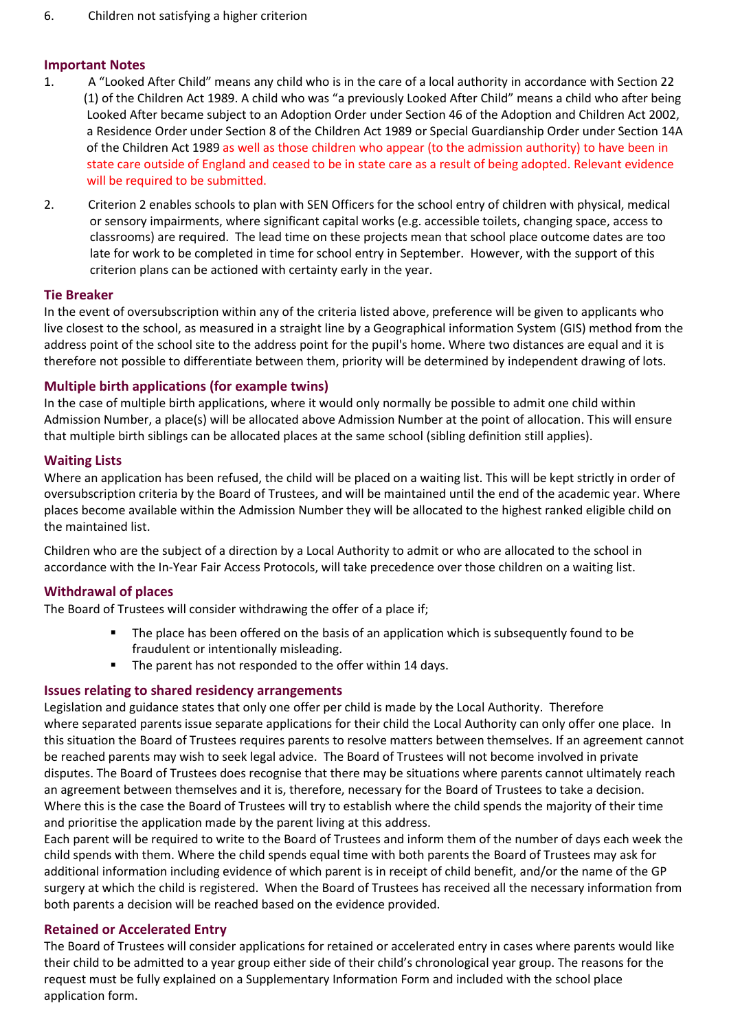6. Children not satisfying a higher criterion

## Important Notes

1. A "Looked After Child" means any child who is in the care of a local authority in accordance with Section 22 (1) of the Children Act 1989. A child who was "a previously Looked After Child" means a child who after being Looked After became subject to an Adoption Order under Section 46 of the Adoption and Children Act 2002, a Residence Order under Section 8 of the Children Act 1989 or Special Guardianship Order under Section 14A of the Children Act 1989 as well as those children who appear (to the admission authority) to have been in state care outside of England and ceased to be in state care as a result of being adopted. Relevant evidence will be required to be submitted.

2. Criterion 2 enables schools to plan with SEN Officers for the school entry of children with physical, medical or sensory impairments, where significant capital works (e.g. accessible toilets, changing space, access to classrooms) are required. The lead time on these projects mean that school place outcome dates are too late for work to be completed in time for school entry in September. However, with the support of this criterion plans can be actioned with certainty early in the year.

## Tie Breaker

In the event of oversubscription within any of the criteria listed above, preference will be given to applicants who live closest to the school, as measured in a straight line by a Geographical information System (GIS) method from the address point of the school site to the address point for the pupil's home. Where two distances are equal and it is therefore not possible to differentiate between them, priority will be determined by independent drawing of lots.

## Multiple birth applications (for example twins)

In the case of multiple birth applications, where it would only normally be possible to admit one child within Admission Number, a place(s) will be allocated above Admission Number at the point of allocation. This will ensure that multiple birth siblings can be allocated places at the same school (sibling definition still applies).

## Waiting Lists

Where an application has been refused, the child will be placed on a waiting list. This will be kept strictly in order of oversubscription criteria by the Board of Trustees, and will be maintained until the end of the academic year. Where places become available within the Admission Number they will be allocated to the highest ranked eligible child on the maintained list.

Children who are the subject of a direction by a Local Authority to admit or who are allocated to the school in accordance with the In-Year Fair Access Protocols, will take precedence over those children on a waiting list.

## Withdrawal of places

The Board of Trustees will consider withdrawing the offer of a place if;

- The place has been offered on the basis of an application which is subsequently found to be fraudulent or intentionally misleading.
- The parent has not responded to the offer within 14 days.

## Issues relating to shared residency arrangements

Legislation and guidance states that only one offer per child is made by the Local Authority. Therefore where separated parents issue separate applications for their child the Local Authority can only offer one place. In this situation the Board of Trustees requires parents to resolve matters between themselves. If an agreement cannot be reached parents may wish to seek legal advice. The Board of Trustees will not become involved in private disputes. The Board of Trustees does recognise that there may be situations where parents cannot ultimately reach an agreement between themselves and it is, therefore, necessary for the Board of Trustees to take a decision. Where this is the case the Board of Trustees will try to establish where the child spends the majority of their time and prioritise the application made by the parent living at this address.

Each parent will be required to write to the Board of Trustees and inform them of the number of days each week the child spends with them. Where the child spends equal time with both parents the Board of Trustees may ask for additional information including evidence of which parent is in receipt of child benefit, and/or the name of the GP surgery at which the child is registered. When the Board of Trustees has received all the necessary information from both parents a decision will be reached based on the evidence provided.

## Retained or Accelerated Entry

The Board of Trustees will consider applications for retained or accelerated entry in cases where parents would like their child to be admitted to a year group either side of their child's chronological year group. The reasons for the request must be fully explained on a Supplementary Information Form and included with the school place application form.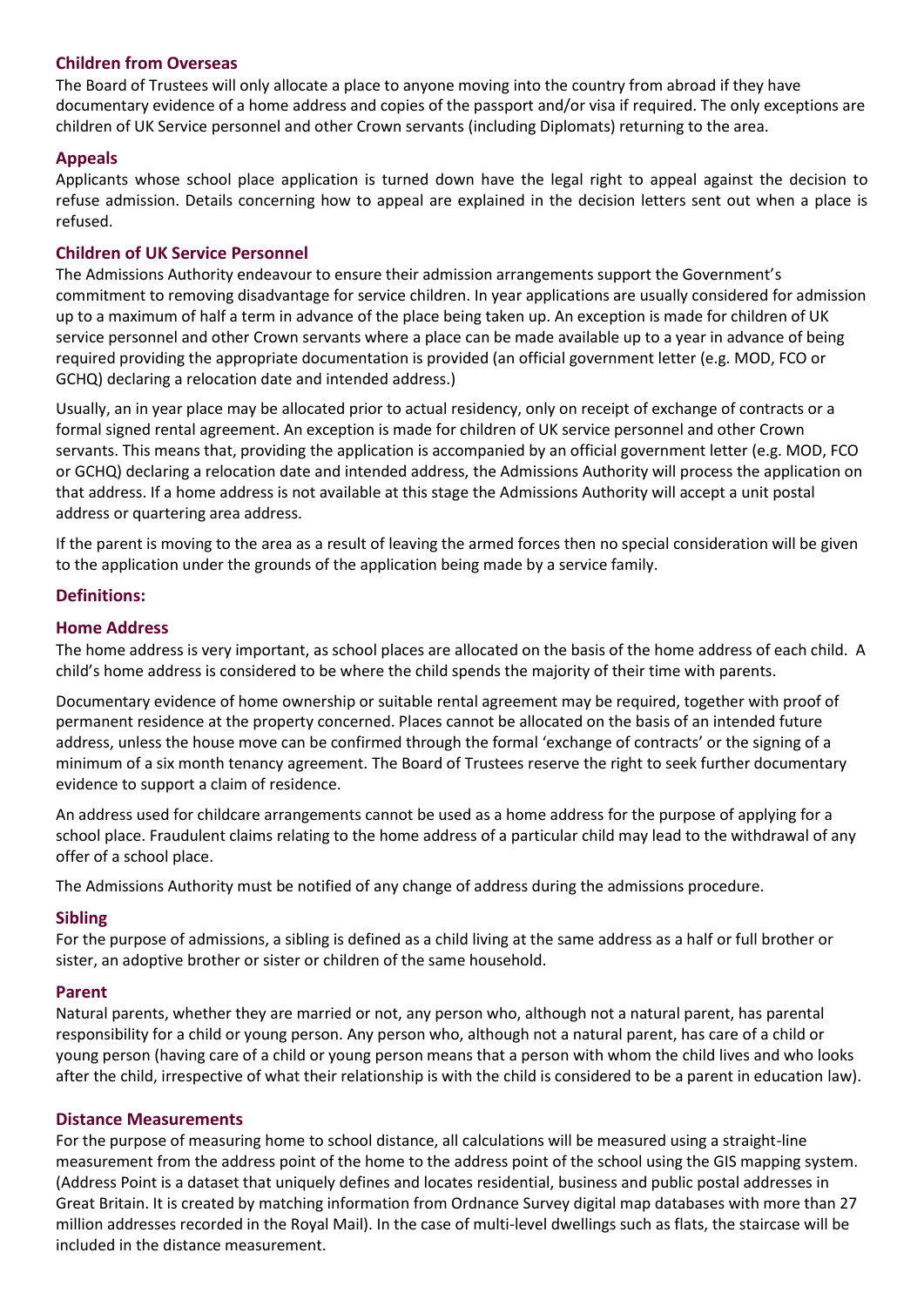## Children from Overseas

The Board of Trustees will only allocate a place to anyone moving into the country from abroad if they have documentary evidence of a home address and copies of the passport and/or visa if required. The only exceptions are children of UK Service personnel and other Crown servants (including Diplomats) returning to the area.

## Appeals

Applicants whose school place application is turned down have the legal right to appeal against the decision to refuse admission. Details concerning how to appeal are explained in the decision letters sent out when a place is refused.

## Children of UK Service Personnel

The Admissions Authority endeavour to ensure their admission arrangements support the Government's commitment to removing disadvantage for service children. In year applications are usually considered for admission up to a maximum of half a term in advance of the place being taken up. An exception is made for children of UK service personnel and other Crown servants where a place can be made available up to a year in advance of being required providing the appropriate documentation is provided (an official government letter (e.g. MOD, FCO or GCHQ) declaring a relocation date and intended address.)

Usually, an in year place may be allocated prior to actual residency, only on receipt of exchange of contracts or a formal signed rental agreement. An exception is made for children of UK service personnel and other Crown servants. This means that, providing the application is accompanied by an official government letter (e.g. MOD, FCO or GCHQ) declaring a relocation date and intended address, the Admissions Authority will process the application on that address. If a home address is not available at this stage the Admissions Authority will accept a unit postal address or quartering area address.

If the parent is moving to the area as a result of leaving the armed forces then no special consideration will be given to the application under the grounds of the application being made by a service family.

## Definitions:

### Home Address

The home address is very important, as school places are allocated on the basis of the home address of each child. A child's home address is considered to be where the child spends the majority of their time with parents.

Documentary evidence of home ownership or suitable rental agreement may be required, together with proof of permanent residence at the property concerned. Places cannot be allocated on the basis of an intended future address, unless the house move can be confirmed through the formal 'exchange of contracts' or the signing of a minimum of a six month tenancy agreement. The Board of Trustees reserve the right to seek further documentary evidence to support a claim of residence.

An address used for childcare arrangements cannot be used as a home address for the purpose of applying for a school place. Fraudulent claims relating to the home address of a particular child may lead to the withdrawal of any offer of a school place.

The Admissions Authority must be notified of any change of address during the admissions procedure.

### Sibling

For the purpose of admissions, a sibling is defined as a child living at the same address as a half or full brother or sister, an adoptive brother or sister or children of the same household.

### Parent

Natural parents, whether they are married or not, any person who, although not a natural parent, has parental responsibility for a child or young person. Any person who, although not a natural parent, has care of a child or young person (having care of a child or young person means that a person with whom the child lives and who looks after the child, irrespective of what their relationship is with the child is considered to be a parent in education law).

### Distance Measurements

For the purpose of measuring home to school distance, all calculations will be measured using a straight-line measurement from the address point of the home to the address point of the school using the GIS mapping system. (Address Point is a dataset that uniquely defines and locates residential, business and public postal addresses in Great Britain. It is created by matching information from Ordnance Survey digital map databases with more than 27 million addresses recorded in the Royal Mail). In the case of multi-level dwellings such as flats, the staircase will be included in the distance measurement.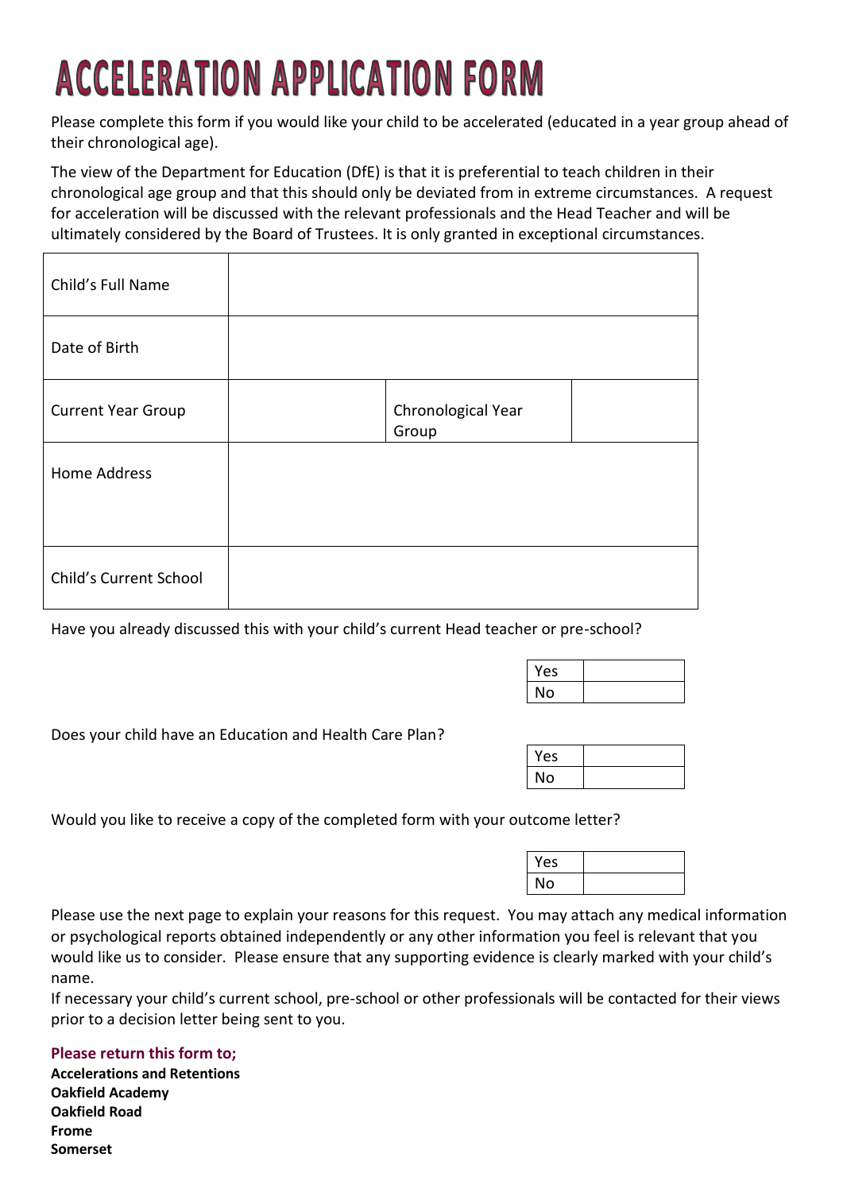# ACCELERATION APPLICATION FORM

Please complete this form if you would like your child to be accelerated (educated in a year group ahead of their chronological age).

The view of the Department for Education (DfE) is that it is preferential to teach children in their chronological age group and that this should only be deviated from in extreme circumstances. A request for acceleration will be discussed with the relevant professionals and the Head Teacher and will be ultimately considered by the Board of Trustees. It is only granted in exceptional circumstances.

| Child's Full Name | | | |
|---|---|---|---|
| Date of Birth | | | |
| Current Year Group | | Chronological Year Group | |
| Home Address | | | |
| Child's Current School | | | |

Have you already discussed this with your child's current Head teacher or pre-school?

| Yes | |
|---|---|
| No | |

Does your child have an Education and Health Care Plan?

| Yes | |
|---|---|
| No | |

Would you like to receive a copy of the completed form with your outcome letter?

| Yes | |
|---|---|
| No | |

Please use the next page to explain your reasons for this request. You may attach any medical information or psychological reports obtained independently or any other information you feel is relevant that you would like us to consider. Please ensure that any supporting evidence is clearly marked with your child's name.
If necessary your child's current school, pre-school or other professionals will be contacted for their views prior to a decision letter being sent to you.

**Please return this form to;**
**Accelerations and Retentions**
**Oakfield Academy**
**Oakfield Road**
**Frome**
**Somerset**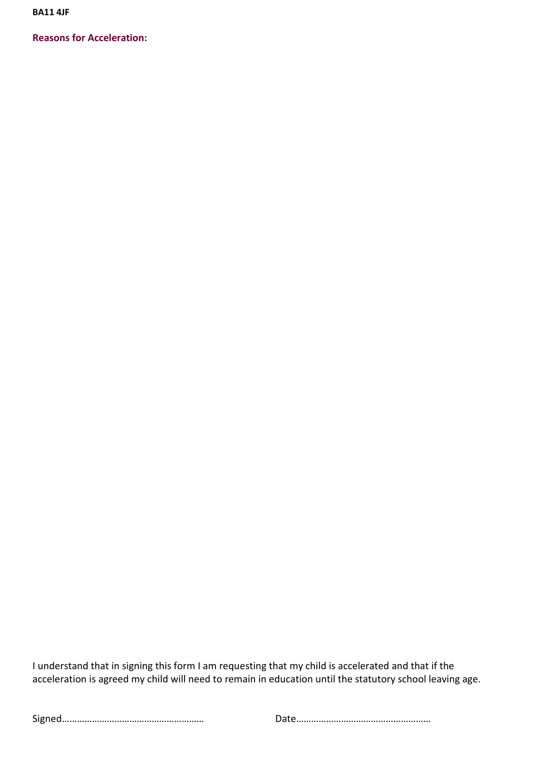**BA11 4JF**

**Reasons for Acceleration:**

I understand that in signing this form I am requesting that my child is accelerated and that if the acceleration is agreed my child will need to remain in education until the statutory school leaving age.

Signed………………………………………………… Date………………………………………………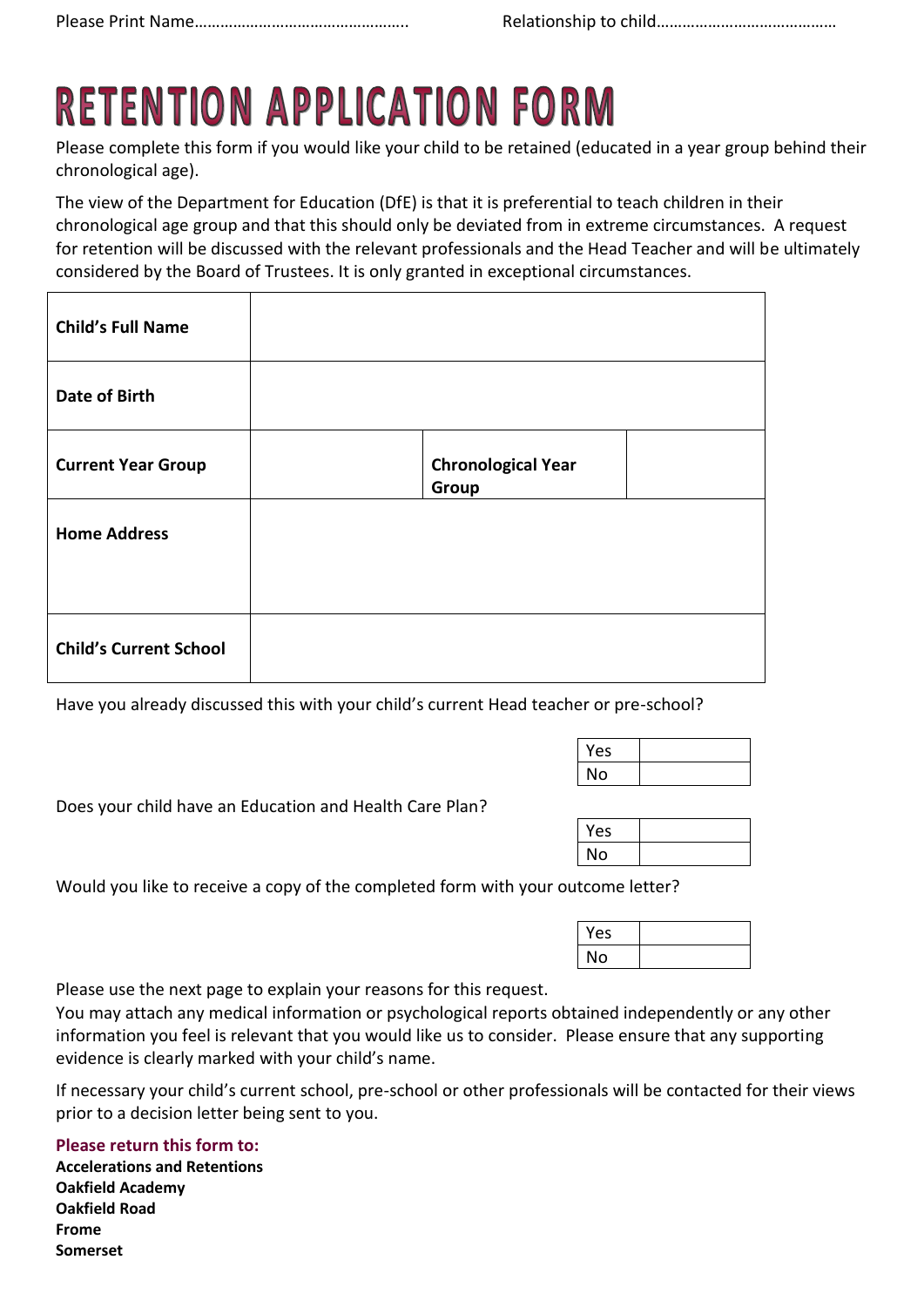Please Print Name…………………………………………. Relationship to child……………………………………

# RETENTION APPLICATION FORM

Please complete this form if you would like your child to be retained (educated in a year group behind their chronological age).

The view of the Department for Education (DfE) is that it is preferential to teach children in their chronological age group and that this should only be deviated from in extreme circumstances. A request for retention will be discussed with the relevant professionals and the Head Teacher and will be ultimately considered by the Board of Trustees. It is only granted in exceptional circumstances.

| **Child's Full Name** | | | |
|---|---|---|---|
| **Date of Birth** | | | |
| **Current Year Group** | | **Chronological Year Group** | |
| **Home Address** | | | |
| **Child's Current School** | | | |

Have you already discussed this with your child's current Head teacher or pre-school?

| Yes | |
|---|---|
| No | |

Does your child have an Education and Health Care Plan?

| Yes | |
|---|---|
| No | |

Would you like to receive a copy of the completed form with your outcome letter?

| Yes | |
|---|---|
| No | |

Please use the next page to explain your reasons for this request.
You may attach any medical information or psychological reports obtained independently or any other information you feel is relevant that you would like us to consider. Please ensure that any supporting evidence is clearly marked with your child's name.

If necessary your child's current school, pre-school or other professionals will be contacted for their views prior to a decision letter being sent to you.

**Please return this form to:**
**Accelerations and Retentions**
**Oakfield Academy**
**Oakfield Road**
**Frome**
**Somerset**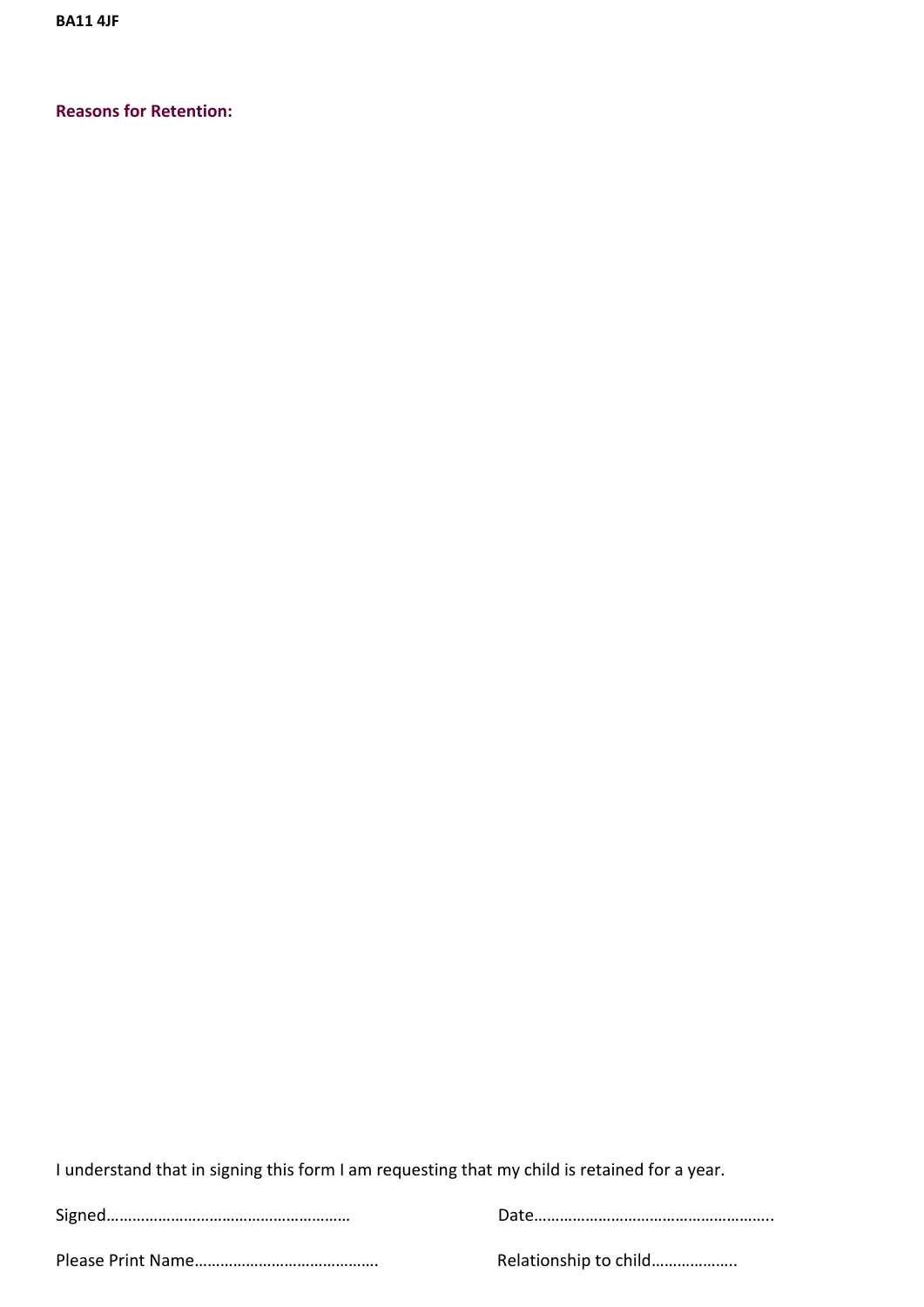**BA11 4JF**

**Reasons for Retention:**

I understand that in signing this form I am requesting that my child is retained for a year.

Signed………………………………………………… Date………………………………………………..

Please Print Name……………………………………. Relationship to child………………..